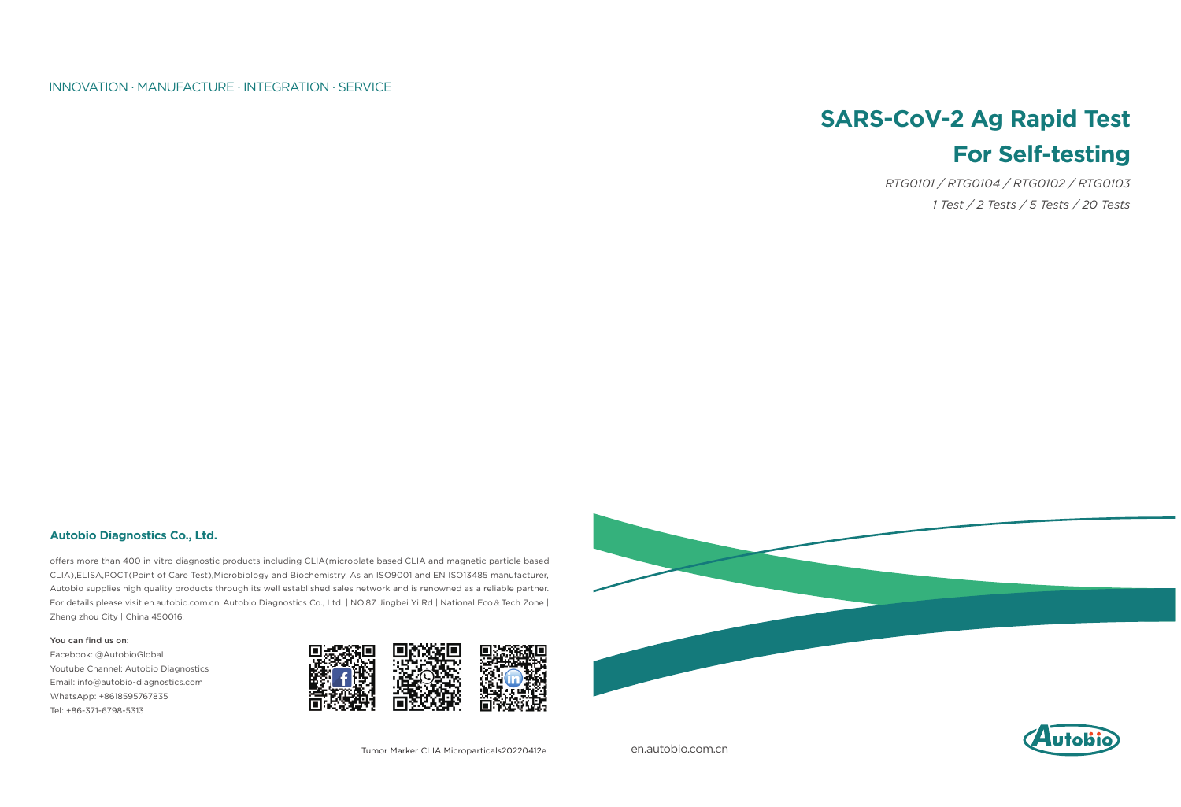INNOVATION · MANUFACTURE · INTEGRATION · SERVICE

# SARS-CoV-2 Ag Rapid Test For Self-testing

*RTG0101 / RTG0104 / RTG0102 / RTG0103*

*1 Test / 2 Tests / 5 Tests / 20 Tests*

### Autobio Diagnostics Co., Ltd.

offers more than 400 in vitro diagnostic products including CLIA(microplate based CLIA and magnetic particle based CLIA),ELISA,POCT(Point of Care Test),Microbiology and Biochemistry. As an ISO9001 and EN ISO13485 manufacturer, Autobio supplies high quality products through its well established sales network and is renowned as a reliable partner. For details please visit en.autobio.com.cn. Autobio Diagnostics Co., Ltd. | NO.87 Jingbei Yi Rd | National Eco & Tech Zone | Zheng zhou City | China 450016.

You can find us on:

Facebook: @AutobioGlobal

Youtube Channel: Autobio Diagnostics

Email: info@autobio-diagnostics.com

WhatsApp: +8618595767835

Tel: +86-371-6798-5313

Tumor Marker CLIA Microparticals20220412e

en.autobio.com.cn

Autobio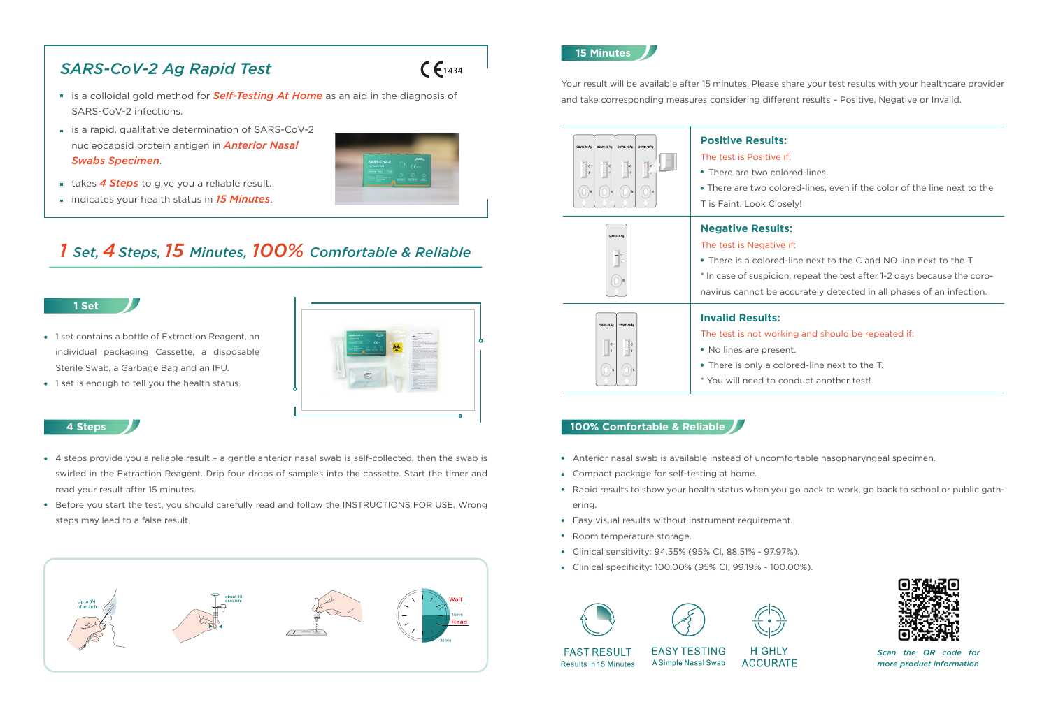## SARS-CoV-2 Ag Rapid Test

CE 1434

- is a colloidal gold method for ***Self-Testing At Home*** as an aid in the diagnosis of SARS-CoV-2 infections.
- is a rapid, qualitative determination of SARS-CoV-2 nucleocapsid protein antigen in ***Anterior Nasal Swabs Specimen***.
- takes ***4 Steps*** to give you a reliable result.
- indicates your health status in ***15 Minutes***.

## *1 Set, 4 Steps, 15 Minutes, 100% Comfortable & Reliable*

### 1 Set

- 1 set contains a bottle of Extraction Reagent, an individual packaging Cassette, a disposable Sterile Swab, a Garbage Bag and an IFU.
- 1 set is enough to tell you the health status.

### 4 Steps

- 4 steps provide you a reliable result – a gentle anterior nasal swab is self-collected, then the swab is swirled in the Extraction Reagent. Drip four drops of samples into the cassette. Start the timer and read your result after 15 minutes.
- Before you start the test, you should carefully read and follow the INSTRUCTIONS FOR USE. Wrong steps may lead to a false result.

Up to 3/4 of an inch

about 15 seconds

Wait

15min

Read

30min

### 15 Minutes

Your result will be available after 15 minutes. Please share your test results with your healthcare provider and take corresponding measures considering different results – Positive, Negative or Invalid.

**Positive Results:**

The test is Positive if:

- There are two colored-lines.
- There are two colored-lines, even if the color of the line next to the T is Faint. Look Closely!

**Negative Results:**

The test is Negative if:

- There is a colored-line next to the C and NO line next to the T.

\* In case of suspicion, repeat the test after 1-2 days because the coronavirus cannot be accurately detected in all phases of an infection.

**Invalid Results:**

The test is not working and should be repeated if:

- No lines are present.
- There is only a colored-line next to the T.

\* You will need to conduct another test!

### 100% Comfortable & Reliable

- Anterior nasal swab is available instead of uncomfortable nasopharyngeal specimen.
- Compact package for self-testing at home.
- Rapid results to show your health status when you go back to work, go back to school or public gathering.
- Easy visual results without instrument requirement.
- Room temperature storage.
- Clinical sensitivity: 94.55% (95% CI, 88.51% - 97.97%).
- Clinical specificity: 100.00% (95% CI, 99.19% - 100.00%).

FAST RESULT
Results In 15 Minutes

EASY TESTING
A Simple Nasal Swab

HIGHLY ACCURATE

*Scan the QR code for more product information*